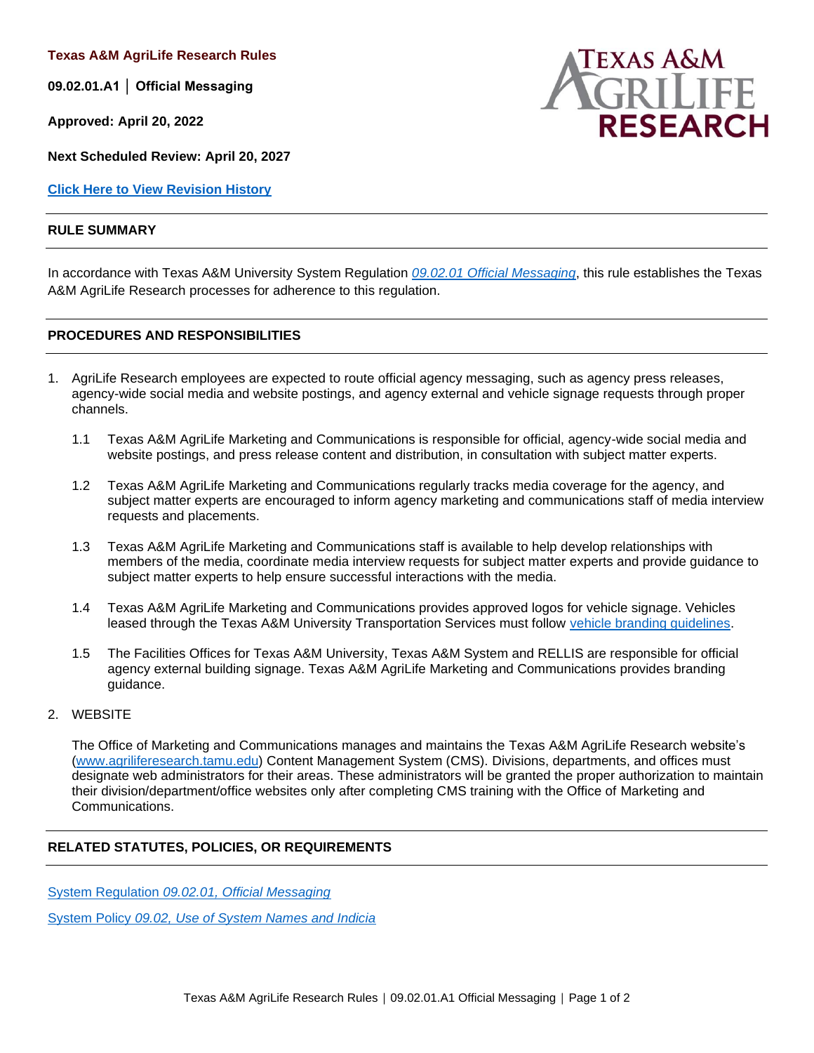**Texas A&M AgriLife Research Rules**

**09.02.01.A1 │ Official Messaging**

**Approved: April 20, 2022**

**Next Scheduled Review: April 20, 2027**

**[Click Here to View Revision History](#)**

## RULE SUMMARY

In accordance with Texas A&M University System Regulation *09.02.01 Official Messaging*, this rule establishes the Texas A&M AgriLife Research processes for adherence to this regulation.

## PROCEDURES AND RESPONSIBILITIES

1. AgriLife Research employees are expected to route official agency messaging, such as agency press releases, agency-wide social media and website postings, and agency external and vehicle signage requests through proper channels.

   1.1 Texas A&M AgriLife Marketing and Communications is responsible for official, agency-wide social media and website postings, and press release content and distribution, in consultation with subject matter experts.

   1.2 Texas A&M AgriLife Marketing and Communications regularly tracks media coverage for the agency, and subject matter experts are encouraged to inform agency marketing and communications staff of media interview requests and placements.

   1.3 Texas A&M AgriLife Marketing and Communications staff is available to help develop relationships with members of the media, coordinate media interview requests for subject matter experts and provide guidance to subject matter experts to help ensure successful interactions with the media.

   1.4 Texas A&M AgriLife Marketing and Communications provides approved logos for vehicle signage. Vehicles leased through the Texas A&M University Transportation Services must follow vehicle branding guidelines.

   1.5 The Facilities Offices for Texas A&M University, Texas A&M System and RELLIS are responsible for official agency external building signage. Texas A&M AgriLife Marketing and Communications provides branding guidance.

2. WEBSITE

   The Office of Marketing and Communications manages and maintains the Texas A&M AgriLife Research website's (www.agriliferesearch.tamu.edu) Content Management System (CMS). Divisions, departments, and offices must designate web administrators for their areas. These administrators will be granted the proper authorization to maintain their division/department/office websites only after completing CMS training with the Office of Marketing and Communications.

## RELATED STATUTES, POLICIES, OR REQUIREMENTS

System Regulation *09.02.01, Official Messaging*

System Policy *09.02, Use of System Names and Indicia*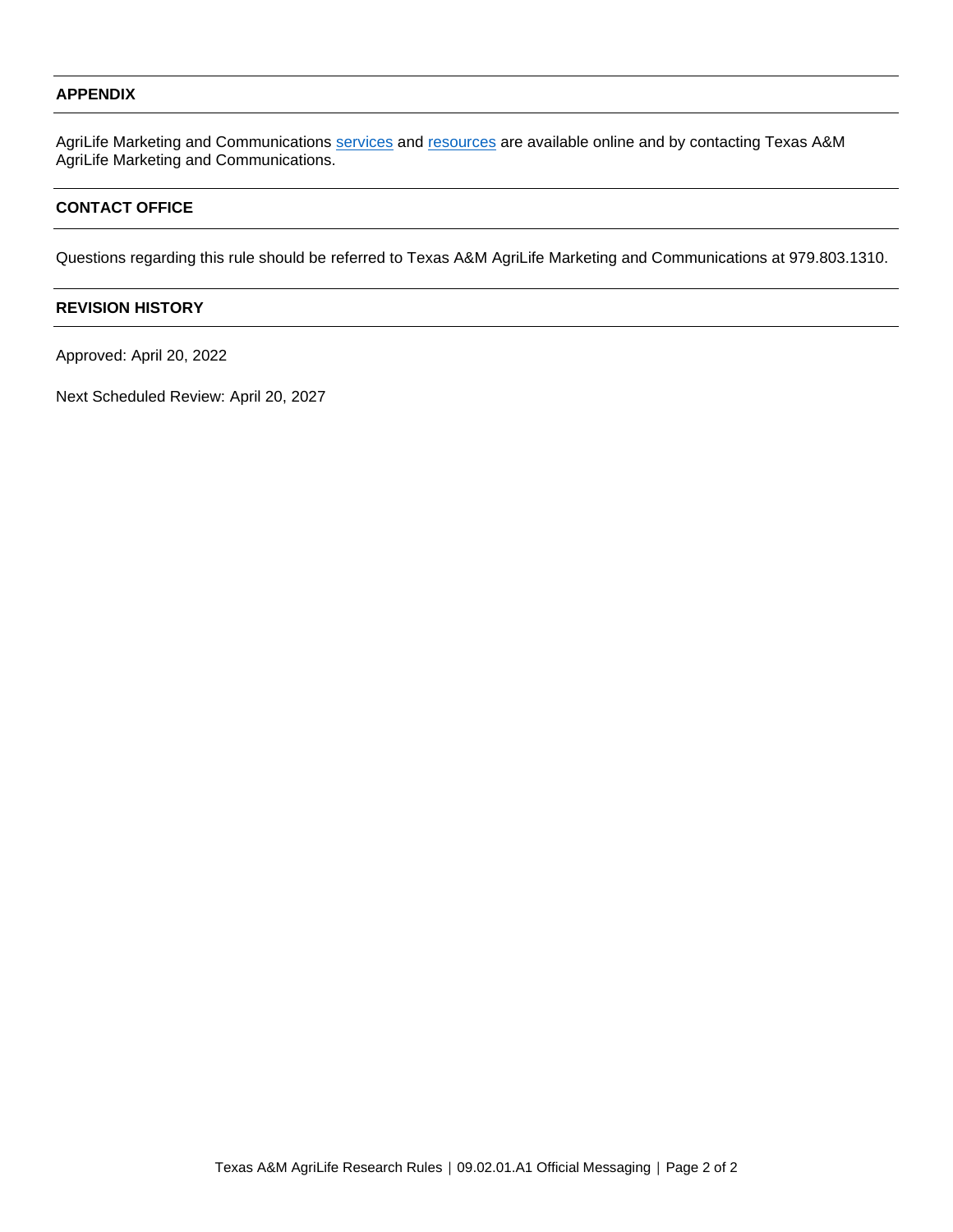## APPENDIX

AgriLife Marketing and Communications services and resources are available online and by contacting Texas A&M AgriLife Marketing and Communications.

## CONTACT OFFICE

Questions regarding this rule should be referred to Texas A&M AgriLife Marketing and Communications at 979.803.1310.

## REVISION HISTORY

Approved: April 20, 2022

Next Scheduled Review: April 20, 2027